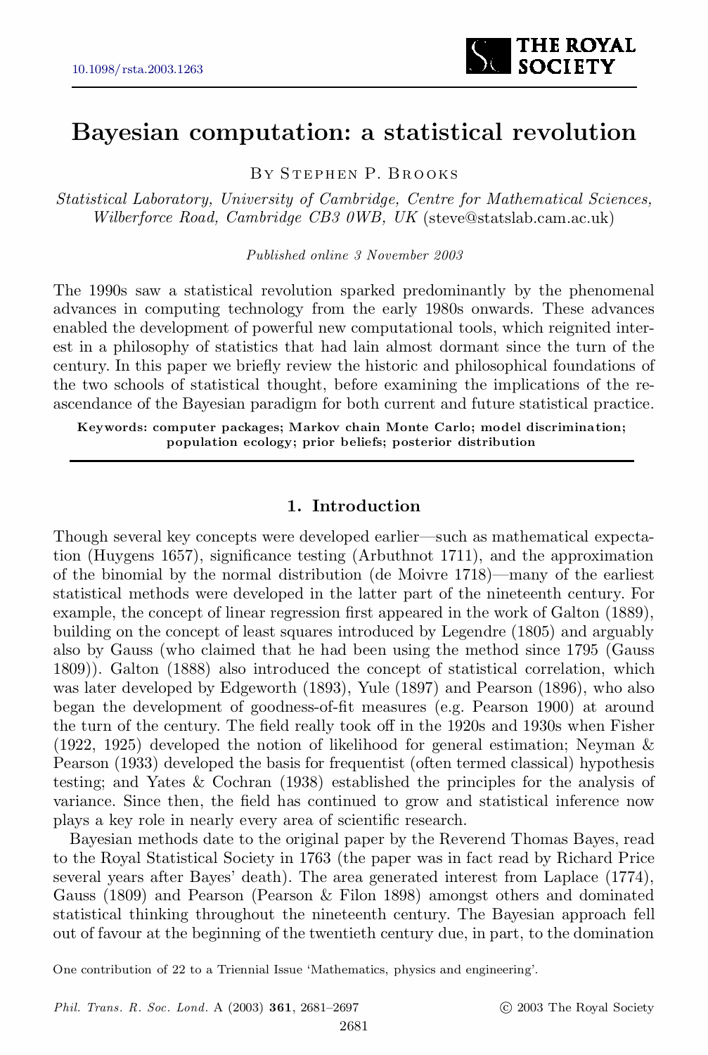# Bayesian computation: a statistical revolution

By Stephen P. Brooks

*Statistical Laboratory, University of Cambridge, Centre for Mathematical Sciences, Wilberforce Road, Cambridge CB3 0WB, UK* (steve@statslab.cam.ac.uk)

*Published online 3 November 2003*

The 1990s saw a statistical revolution sparked predominantly by the phenomenal advances in computing technology from the early 1980s onwards. These advances enabled the development of powerful new computational tools, which reignited interest in a philosophy of statistics that had lain almost dormant since the turn of the century. In this paper we briefly review the historic and philosophical foundations of the two schools of statistical thought, before examining the implications of the reascendance of the Bayesian paradigm for both current and future statistical practice.

**Keywords: computer packages; Markov chain Monte Carlo; model discrimination; population ecology; prior beliefs; posterior distribution**

## 1. Introduction

Though several key concepts were developed earlier—such as mathematical expectation (Huygens 1657), significance testing (Arbuthnot 1711), and the approximation of the binomial by the normal distribution (de Moivre 1718)—many of the earliest statistical methods were developed in the latter part of the nineteenth century. For example, the concept of linear regression first appeared in the work of Galton (1889), building on the concept of least squares introduced by Legendre (1805) and arguably also by Gauss (who claimed that he had been using the method since 1795 (Gauss 1809)). Galton (1888) also introduced the concept of statistical correlation, which was later developed by Edgeworth (1893), Yule (1897) and Pearson (1896), who also began the development of goodness-of-fit measures (e.g. Pearson 1900) at around the turn of the century. The field really took off in the 1920s and 1930s when Fisher (1922, 1925) developed the notion of likelihood for general estimation; Neyman & Pearson (1933) developed the basis for frequentist (often termed classical) hypothesis testing; and Yates & Cochran (1938) established the principles for the analysis of variance. Since then, the field has continued to grow and statistical inference now plays a key role in nearly every area of scientific research.

Bayesian methods date to the original paper by the Reverend Thomas Bayes, read to the Royal Statistical Society in 1763 (the paper was in fact read by Richard Price several years after Bayes' death). The area generated interest from Laplace (1774), Gauss (1809) and Pearson (Pearson & Filon 1898) amongst others and dominated statistical thinking throughout the nineteenth century. The Bayesian approach fell out of favour at the beginning of the twentieth century due, in part, to the domination

One contribution of 22 to a Triennial Issue 'Mathematics, physics and engineering'.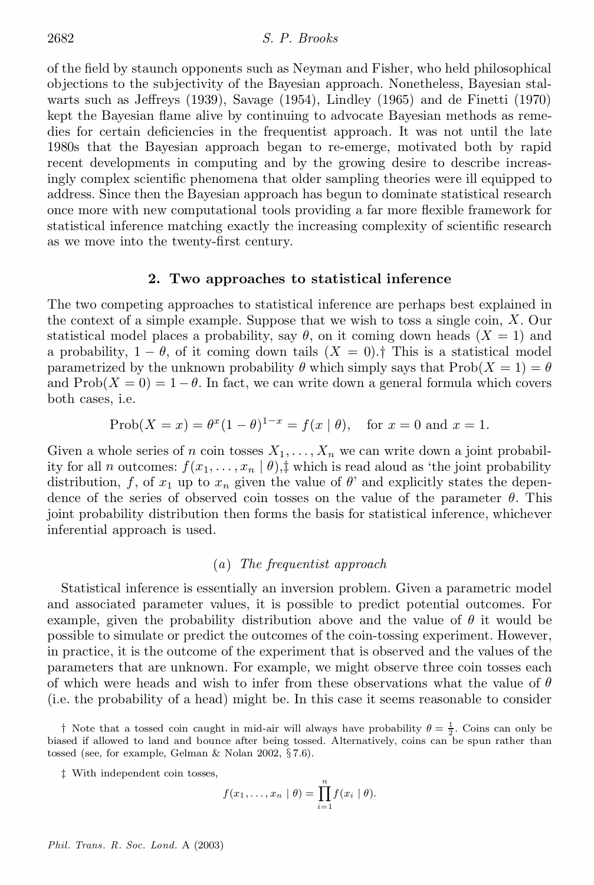of the field by staunch opponents such as Neyman and Fisher, who held philosophical objections to the subjectivity of the Bayesian approach. Nonetheless, Bayesian stalwarts such as Jeffreys (1939), Savage (1954), Lindley (1965) and de Finetti (1970) kept the Bayesian flame alive by continuing to advocate Bayesian methods as remedies for certain deficiencies in the frequentist approach. It was not until the late 1980s that the Bayesian approach began to re-emerge, motivated both by rapid recent developments in computing and by the growing desire to describe increasingly complex scientific phenomena that older sampling theories were ill equipped to address. Since then the Bayesian approach has begun to dominate statistical research once more with new computational tools providing a far more flexible framework for statistical inference matching exactly the increasing complexity of scientific research as we move into the twenty-first century.

## 2. Two approaches to statistical inference

The two competing approaches to statistical inference are perhaps best explained in the context of a simple example. Suppose that we wish to toss a single coin, $X$. Our statistical model places a probability, say $\theta$, on it coming down heads ($X = 1$) and a probability, $1 - \theta$, of it coming down tails ($X = 0$).† This is a statistical model parametrized by the unknown probability $\theta$ which simply says that $\mathrm{Prob}(X = 1) = \theta$ and $\mathrm{Prob}(X = 0) = 1 - \theta$. In fact, we can write down a general formula which covers both cases, i.e.

$$\mathrm{Prob}(X = x) = \theta^x(1 - \theta)^{1-x} = f(x \mid \theta), \quad \text{for } x = 0 \text{ and } x = 1.$$

Given a whole series of $n$ coin tosses $X_1, \ldots, X_n$ we can write down a joint probability for all $n$ outcomes: $f(x_1, \ldots, x_n \mid \theta)$,‡ which is read aloud as 'the joint probability distribution, $f$, of $x_1$ up to $x_n$ given the value of $\theta$' and explicitly states the dependence of the series of observed coin tosses on the value of the parameter $\theta$. This joint probability distribution then forms the basis for statistical inference, whichever inferential approach is used.

### (a) *The frequentist approach*

Statistical inference is essentially an inversion problem. Given a parametric model and associated parameter values, it is possible to predict potential outcomes. For example, given the probability distribution above and the value of $\theta$ it would be possible to simulate or predict the outcomes of the coin-tossing experiment. However, in practice, it is the outcome of the experiment that is observed and the values of the parameters that are unknown. For example, we might observe three coin tosses each of which were heads and wish to infer from these observations what the value of $\theta$ (i.e. the probability of a head) might be. In this case it seems reasonable to consider

† Note that a tossed coin caught in mid-air will always have probability $\theta = \frac{1}{2}$. Coins can only be biased if allowed to land and bounce after being tossed. Alternatively, coins can be spun rather than tossed (see, for example, Gelman & Nolan 2002, § 7.6).

‡ With independent coin tosses,

$$f(x_1, \ldots, x_n \mid \theta) = \prod_{i=1}^{n} f(x_i \mid \theta).$$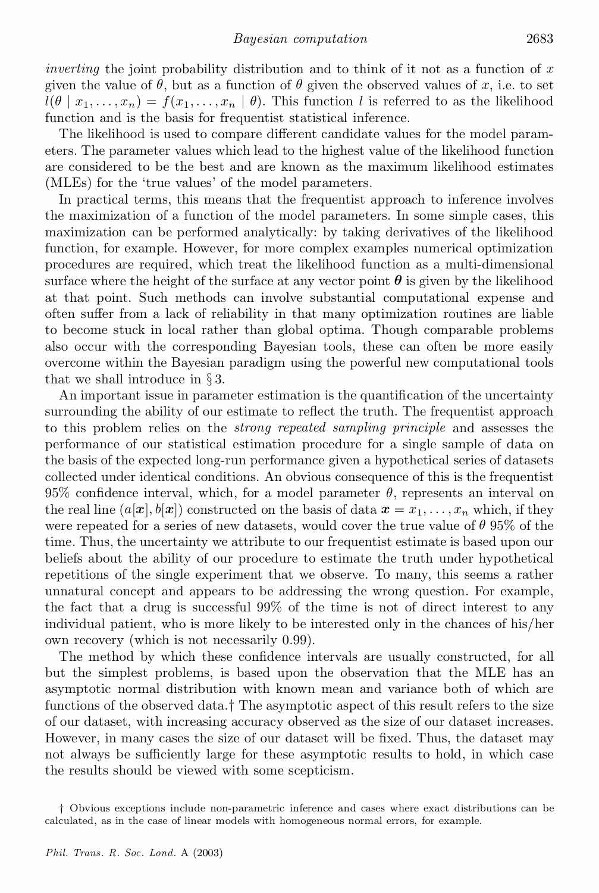*inverting* the joint probability distribution and to think of it not as a function of $x$ given the value of $\theta$, but as a function of $\theta$ given the observed values of $x$, i.e. to set $l(\theta \mid x_1, \dots, x_n) = f(x_1, \dots, x_n \mid \theta)$. This function $l$ is referred to as the likelihood function and is the basis for frequentist statistical inference.

The likelihood is used to compare different candidate values for the model parameters. The parameter values which lead to the highest value of the likelihood function are considered to be the best and are known as the maximum likelihood estimates (MLEs) for the 'true values' of the model parameters.

In practical terms, this means that the frequentist approach to inference involves the maximization of a function of the model parameters. In some simple cases, this maximization can be performed analytically: by taking derivatives of the likelihood function, for example. However, for more complex examples numerical optimization procedures are required, which treat the likelihood function as a multi-dimensional surface where the height of the surface at any vector point $\boldsymbol{\theta}$ is given by the likelihood at that point. Such methods can involve substantial computational expense and often suffer from a lack of reliability in that many optimization routines are liable to become stuck in local rather than global optima. Though comparable problems also occur with the corresponding Bayesian tools, these can often be more easily overcome within the Bayesian paradigm using the powerful new computational tools that we shall introduce in § 3.

An important issue in parameter estimation is the quantification of the uncertainty surrounding the ability of our estimate to reflect the truth. The frequentist approach to this problem relies on the *strong repeated sampling principle* and assesses the performance of our statistical estimation procedure for a single sample of data on the basis of the expected long-run performance given a hypothetical series of datasets collected under identical conditions. An obvious consequence of this is the frequentist 95% confidence interval, which, for a model parameter $\theta$, represents an interval on the real line $(a[\boldsymbol{x}], b[\boldsymbol{x}])$ constructed on the basis of data $\boldsymbol{x} = x_1, \dots, x_n$ which, if they were repeated for a series of new datasets, would cover the true value of $\theta$ 95% of the time. Thus, the uncertainty we attribute to our frequentist estimate is based upon our beliefs about the ability of our procedure to estimate the truth under hypothetical repetitions of the single experiment that we observe. To many, this seems a rather unnatural concept and appears to be addressing the wrong question. For example, the fact that a drug is successful 99% of the time is not of direct interest to any individual patient, who is more likely to be interested only in the chances of his/her own recovery (which is not necessarily 0.99).

The method by which these confidence intervals are usually constructed, for all but the simplest problems, is based upon the observation that the MLE has an asymptotic normal distribution with known mean and variance both of which are functions of the observed data.† The asymptotic aspect of this result refers to the size of our dataset, with increasing accuracy observed as the size of our dataset increases. However, in many cases the size of our dataset will be fixed. Thus, the dataset may not always be sufficiently large for these asymptotic results to hold, in which case the results should be viewed with some scepticism.

† Obvious exceptions include non-parametric inference and cases where exact distributions can be calculated, as in the case of linear models with homogeneous normal errors, for example.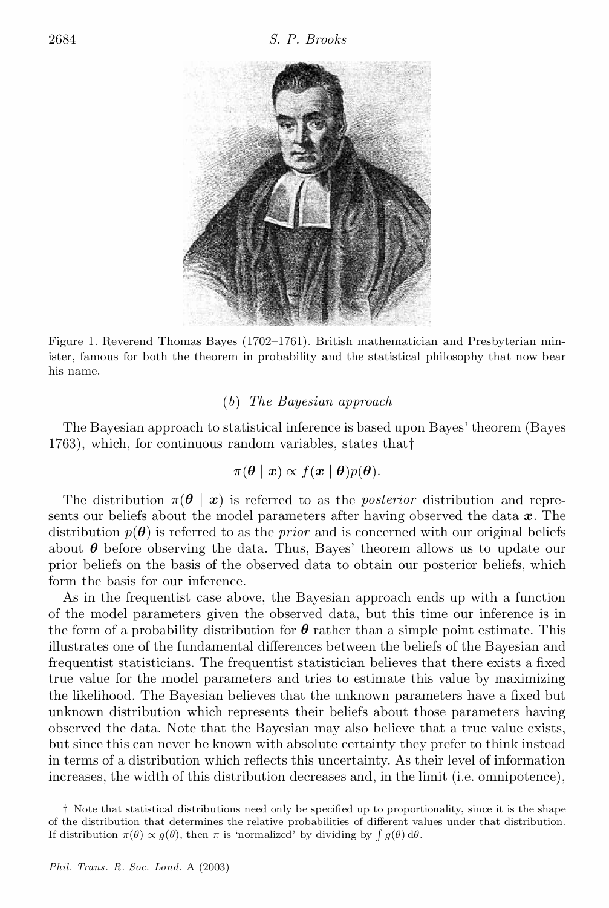Figure 1. Reverend Thomas Bayes (1702–1761). British mathematician and Presbyterian minister, famous for both the theorem in probability and the statistical philosophy that now bear his name.

### (*b*) *The Bayesian approach*

The Bayesian approach to statistical inference is based upon Bayes' theorem (Bayes 1763), which, for continuous random variables, states that†

$$\pi(\boldsymbol{\theta} \mid \boldsymbol{x}) \propto f(\boldsymbol{x} \mid \boldsymbol{\theta}) p(\boldsymbol{\theta}).$$

The distribution $\pi(\boldsymbol{\theta} \mid \boldsymbol{x})$ is referred to as the *posterior* distribution and represents our beliefs about the model parameters after having observed the data $\boldsymbol{x}$. The distribution $p(\boldsymbol{\theta})$ is referred to as the *prior* and is concerned with our original beliefs about $\boldsymbol{\theta}$ before observing the data. Thus, Bayes' theorem allows us to update our prior beliefs on the basis of the observed data to obtain our posterior beliefs, which form the basis for our inference.

As in the frequentist case above, the Bayesian approach ends up with a function of the model parameters given the observed data, but this time our inference is in the form of a probability distribution for $\boldsymbol{\theta}$ rather than a simple point estimate. This illustrates one of the fundamental differences between the beliefs of the Bayesian and frequentist statisticians. The frequentist statistician believes that there exists a fixed true value for the model parameters and tries to estimate this value by maximizing the likelihood. The Bayesian believes that the unknown parameters have a fixed but unknown distribution which represents their beliefs about those parameters having observed the data. Note that the Bayesian may also believe that a true value exists, but since this can never be known with absolute certainty they prefer to think instead in terms of a distribution which reflects this uncertainty. As their level of information increases, the width of this distribution decreases and, in the limit (i.e. omnipotence),

† Note that statistical distributions need only be specified up to proportionality, since it is the shape of the distribution that determines the relative probabilities of different values under that distribution. If distribution $\pi(\theta) \propto g(\theta)$, then $\pi$ is 'normalized' by dividing by $\int g(\theta)\, \mathrm{d}\theta$.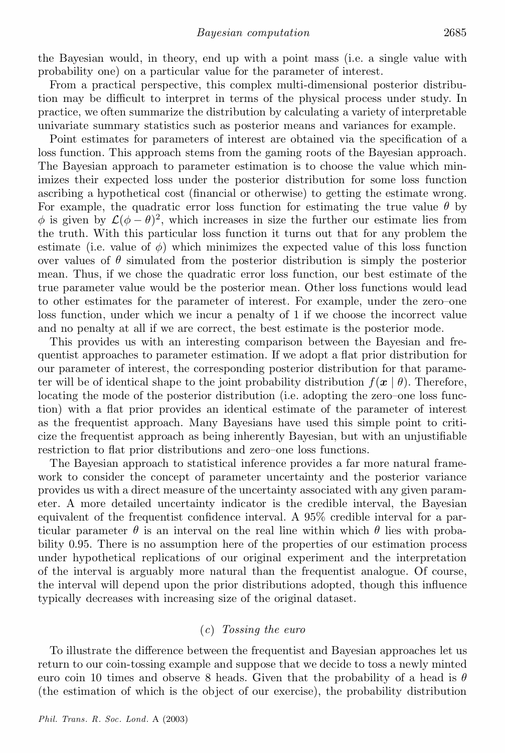the Bayesian would, in theory, end up with a point mass (i.e. a single value with probability one) on a particular value for the parameter of interest.

From a practical perspective, this complex multi-dimensional posterior distribution may be difficult to interpret in terms of the physical process under study. In practice, we often summarize the distribution by calculating a variety of interpretable univariate summary statistics such as posterior means and variances for example.

Point estimates for parameters of interest are obtained via the specification of a loss function. This approach stems from the gaming roots of the Bayesian approach. The Bayesian approach to parameter estimation is to choose the value which minimizes their expected loss under the posterior distribution for some loss function ascribing a hypothetical cost (financial or otherwise) to getting the estimate wrong. For example, the quadratic error loss function for estimating the true value $\theta$ by $\phi$ is given by $\mathcal{L}(\phi - \theta)^2$, which increases in size the further our estimate lies from the truth. With this particular loss function it turns out that for any problem the estimate (i.e. value of $\phi$) which minimizes the expected value of this loss function over values of $\theta$ simulated from the posterior distribution is simply the posterior mean. Thus, if we chose the quadratic error loss function, our best estimate of the true parameter value would be the posterior mean. Other loss functions would lead to other estimates for the parameter of interest. For example, under the zero–one loss function, under which we incur a penalty of 1 if we choose the incorrect value and no penalty at all if we are correct, the best estimate is the posterior mode.

This provides us with an interesting comparison between the Bayesian and frequentist approaches to parameter estimation. If we adopt a flat prior distribution for our parameter of interest, the corresponding posterior distribution for that parameter will be of identical shape to the joint probability distribution $f(\boldsymbol{x} \mid \theta)$. Therefore, locating the mode of the posterior distribution (i.e. adopting the zero–one loss function) with a flat prior provides an identical estimate of the parameter of interest as the frequentist approach. Many Bayesians have used this simple point to criticize the frequentist approach as being inherently Bayesian, but with an unjustifiable restriction to flat prior distributions and zero–one loss functions.

The Bayesian approach to statistical inference provides a far more natural framework to consider the concept of parameter uncertainty and the posterior variance provides us with a direct measure of the uncertainty associated with any given parameter. A more detailed uncertainty indicator is the credible interval, the Bayesian equivalent of the frequentist confidence interval. A 95% credible interval for a particular parameter $\theta$ is an interval on the real line within which $\theta$ lies with probability 0.95. There is no assumption here of the properties of our estimation process under hypothetical replications of our original experiment and the interpretation of the interval is arguably more natural than the frequentist analogue. Of course, the interval will depend upon the prior distributions adopted, though this influence typically decreases with increasing size of the original dataset.

### (*c*) *Tossing the euro*

To illustrate the difference between the frequentist and Bayesian approaches let us return to our coin-tossing example and suppose that we decide to toss a newly minted euro coin 10 times and observe 8 heads. Given that the probability of a head is $\theta$ (the estimation of which is the object of our exercise), the probability distribution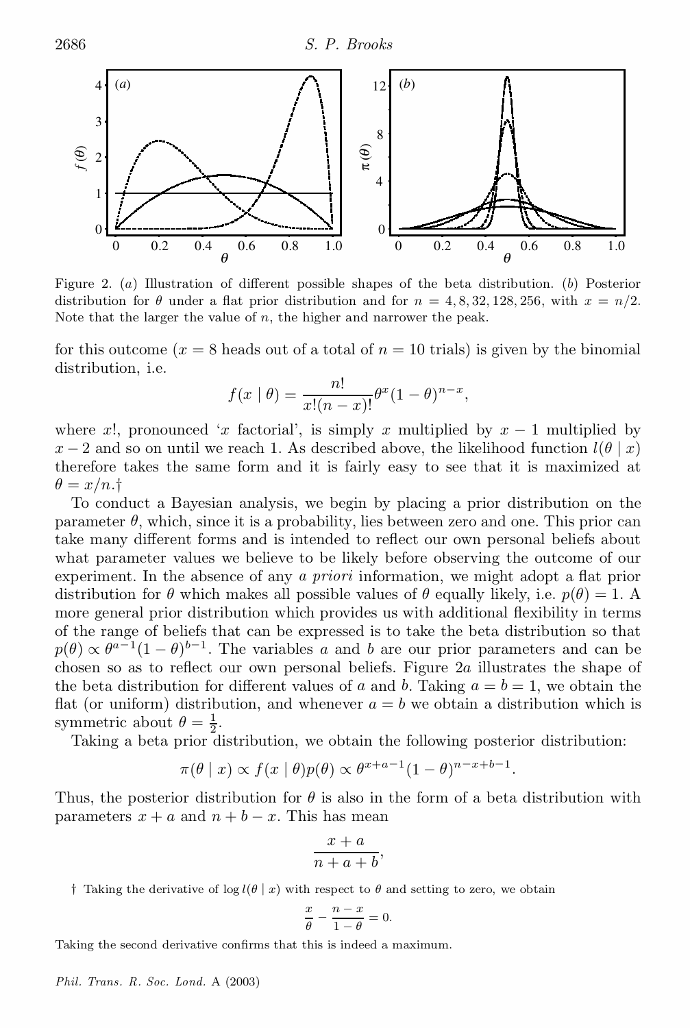Figure 2. (*a*) Illustration of different possible shapes of the beta distribution. (*b*) Posterior distribution for $\theta$ under a flat prior distribution and for $n = 4, 8, 32, 128, 256$, with $x = n/2$. Note that the larger the value of $n$, the higher and narrower the peak.

for this outcome ($x = 8$ heads out of a total of $n = 10$ trials) is given by the binomial distribution, i.e.

$$f(x \mid \theta) = \frac{n!}{x!(n-x)!}\theta^x(1-\theta)^{n-x},$$

where $x!$, pronounced '$x$ factorial', is simply $x$ multiplied by $x - 1$ multiplied by $x - 2$ and so on until we reach 1. As described above, the likelihood function $l(\theta \mid x)$ therefore takes the same form and it is fairly easy to see that it is maximized at $\theta = x/n$.†

To conduct a Bayesian analysis, we begin by placing a prior distribution on the parameter $\theta$, which, since it is a probability, lies between zero and one. This prior can take many different forms and is intended to reflect our own personal beliefs about what parameter values we believe to be likely before observing the outcome of our experiment. In the absence of any *a priori* information, we might adopt a flat prior distribution for $\theta$ which makes all possible values of $\theta$ equally likely, i.e. $p(\theta) = 1$. A more general prior distribution which provides us with additional flexibility in terms of the range of beliefs that can be expressed is to take the beta distribution so that $p(\theta) \propto \theta^{a-1}(1-\theta)^{b-1}$. The variables $a$ and $b$ are our prior parameters and can be chosen so as to reflect our own personal beliefs. Figure 2*a* illustrates the shape of the beta distribution for different values of $a$ and $b$. Taking $a = b = 1$, we obtain the flat (or uniform) distribution, and whenever $a = b$ we obtain a distribution which is symmetric about $\theta = \frac{1}{2}$.

Taking a beta prior distribution, we obtain the following posterior distribution:

$$\pi(\theta \mid x) \propto f(x \mid \theta)p(\theta) \propto \theta^{x+a-1}(1-\theta)^{n-x+b-1}.$$

Thus, the posterior distribution for $\theta$ is also in the form of a beta distribution with parameters $x + a$ and $n + b - x$. This has mean

$$\frac{x+a}{n+a+b},$$

† Taking the derivative of $\log l(\theta \mid x)$ with respect to $\theta$ and setting to zero, we obtain

$$\frac{x}{\theta} - \frac{n-x}{1-\theta} = 0.$$

Taking the second derivative confirms that this is indeed a maximum.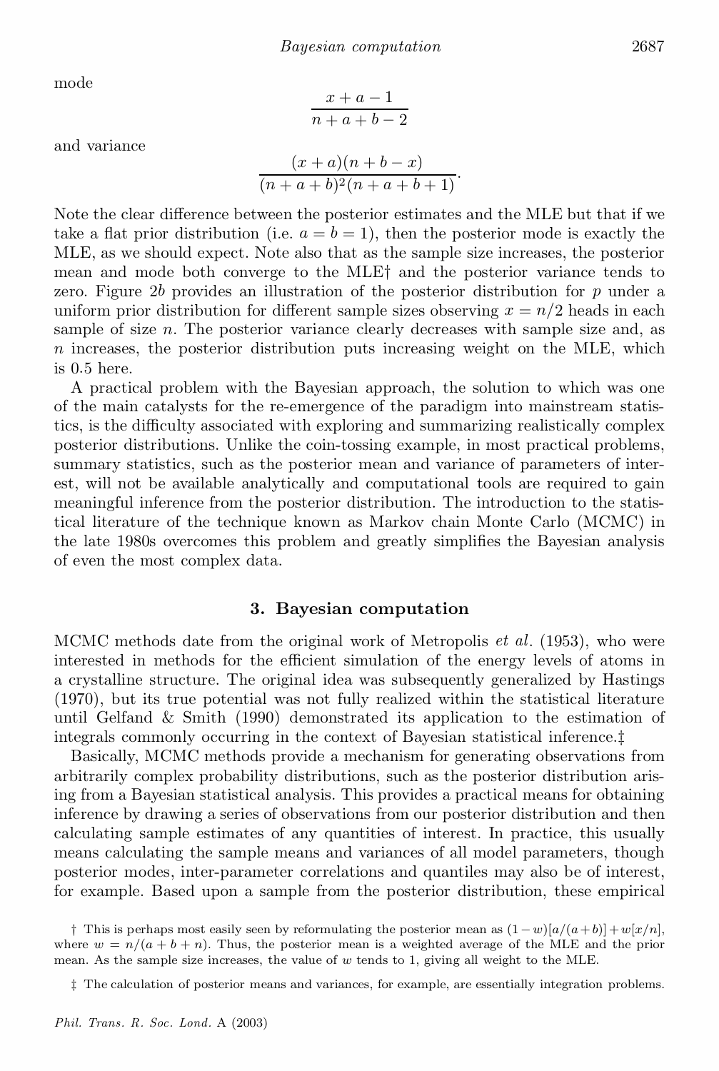mode

$$\frac{x+a-1}{n+a+b-2}$$

and variance

$$\frac{(x+a)(n+b-x)}{(n+a+b)^2(n+a+b+1)}.$$

Note the clear difference between the posterior estimates and the MLE but that if we take a flat prior distribution (i.e. $a = b = 1$), then the posterior mode is exactly the MLE, as we should expect. Note also that as the sample size increases, the posterior mean and mode both converge to the MLE† and the posterior variance tends to zero. Figure 2*b* provides an illustration of the posterior distribution for $p$ under a uniform prior distribution for different sample sizes observing $x = n/2$ heads in each sample of size $n$. The posterior variance clearly decreases with sample size and, as $n$ increases, the posterior distribution puts increasing weight on the MLE, which is 0.5 here.

A practical problem with the Bayesian approach, the solution to which was one of the main catalysts for the re-emergence of the paradigm into mainstream statistics, is the difficulty associated with exploring and summarizing realistically complex posterior distributions. Unlike the coin-tossing example, in most practical problems, summary statistics, such as the posterior mean and variance of parameters of interest, will not be available analytically and computational tools are required to gain meaningful inference from the posterior distribution. The introduction to the statistical literature of the technique known as Markov chain Monte Carlo (MCMC) in the late 1980s overcomes this problem and greatly simplifies the Bayesian analysis of even the most complex data.

## 3. Bayesian computation

MCMC methods date from the original work of Metropolis *et al*. (1953), who were interested in methods for the efficient simulation of the energy levels of atoms in a crystalline structure. The original idea was subsequently generalized by Hastings (1970), but its true potential was not fully realized within the statistical literature until Gelfand & Smith (1990) demonstrated its application to the estimation of integrals commonly occurring in the context of Bayesian statistical inference.‡

Basically, MCMC methods provide a mechanism for generating observations from arbitrarily complex probability distributions, such as the posterior distribution arising from a Bayesian statistical analysis. This provides a practical means for obtaining inference by drawing a series of observations from our posterior distribution and then calculating sample estimates of any quantities of interest. In practice, this usually means calculating the sample means and variances of all model parameters, though posterior modes, inter-parameter correlations and quantiles may also be of interest, for example. Based upon a sample from the posterior distribution, these empirical

† This is perhaps most easily seen by reformulating the posterior mean as $(1-w)[a/(a+b)] + w[x/n]$, where $w = n/(a + b + n)$. Thus, the posterior mean is a weighted average of the MLE and the prior mean. As the sample size increases, the value of $w$ tends to 1, giving all weight to the MLE.

‡ The calculation of posterior means and variances, for example, are essentially integration problems.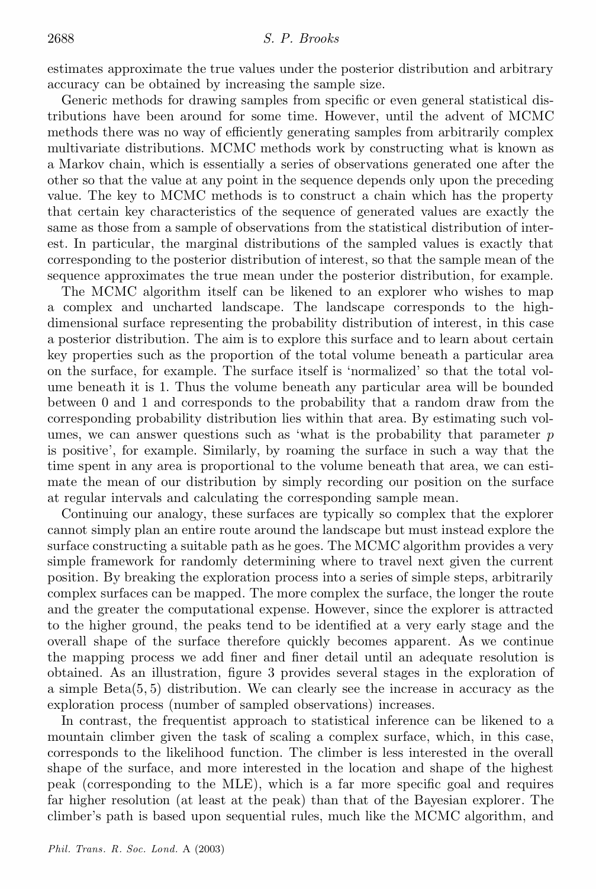estimates approximate the true values under the posterior distribution and arbitrary accuracy can be obtained by increasing the sample size.

Generic methods for drawing samples from specific or even general statistical distributions have been around for some time. However, until the advent of MCMC methods there was no way of efficiently generating samples from arbitrarily complex multivariate distributions. MCMC methods work by constructing what is known as a Markov chain, which is essentially a series of observations generated one after the other so that the value at any point in the sequence depends only upon the preceding value. The key to MCMC methods is to construct a chain which has the property that certain key characteristics of the sequence of generated values are exactly the same as those from a sample of observations from the statistical distribution of interest. In particular, the marginal distributions of the sampled values is exactly that corresponding to the posterior distribution of interest, so that the sample mean of the sequence approximates the true mean under the posterior distribution, for example.

The MCMC algorithm itself can be likened to an explorer who wishes to map a complex and uncharted landscape. The landscape corresponds to the high-dimensional surface representing the probability distribution of interest, in this case a posterior distribution. The aim is to explore this surface and to learn about certain key properties such as the proportion of the total volume beneath a particular area on the surface, for example. The surface itself is 'normalized' so that the total volume beneath it is 1. Thus the volume beneath any particular area will be bounded between 0 and 1 and corresponds to the probability that a random draw from the corresponding probability distribution lies within that area. By estimating such volumes, we can answer questions such as 'what is the probability that parameter $p$ is positive', for example. Similarly, by roaming the surface in such a way that the time spent in any area is proportional to the volume beneath that area, we can estimate the mean of our distribution by simply recording our position on the surface at regular intervals and calculating the corresponding sample mean.

Continuing our analogy, these surfaces are typically so complex that the explorer cannot simply plan an entire route around the landscape but must instead explore the surface constructing a suitable path as he goes. The MCMC algorithm provides a very simple framework for randomly determining where to travel next given the current position. By breaking the exploration process into a series of simple steps, arbitrarily complex surfaces can be mapped. The more complex the surface, the longer the route and the greater the computational expense. However, since the explorer is attracted to the higher ground, the peaks tend to be identified at a very early stage and the overall shape of the surface therefore quickly becomes apparent. As we continue the mapping process we add finer and finer detail until an adequate resolution is obtained. As an illustration, figure 3 provides several stages in the exploration of a simple Beta$(5, 5)$ distribution. We can clearly see the increase in accuracy as the exploration process (number of sampled observations) increases.

In contrast, the frequentist approach to statistical inference can be likened to a mountain climber given the task of scaling a complex surface, which, in this case, corresponds to the likelihood function. The climber is less interested in the overall shape of the surface, and more interested in the location and shape of the highest peak (corresponding to the MLE), which is a far more specific goal and requires far higher resolution (at least at the peak) than that of the Bayesian explorer. The climber's path is based upon sequential rules, much like the MCMC algorithm, and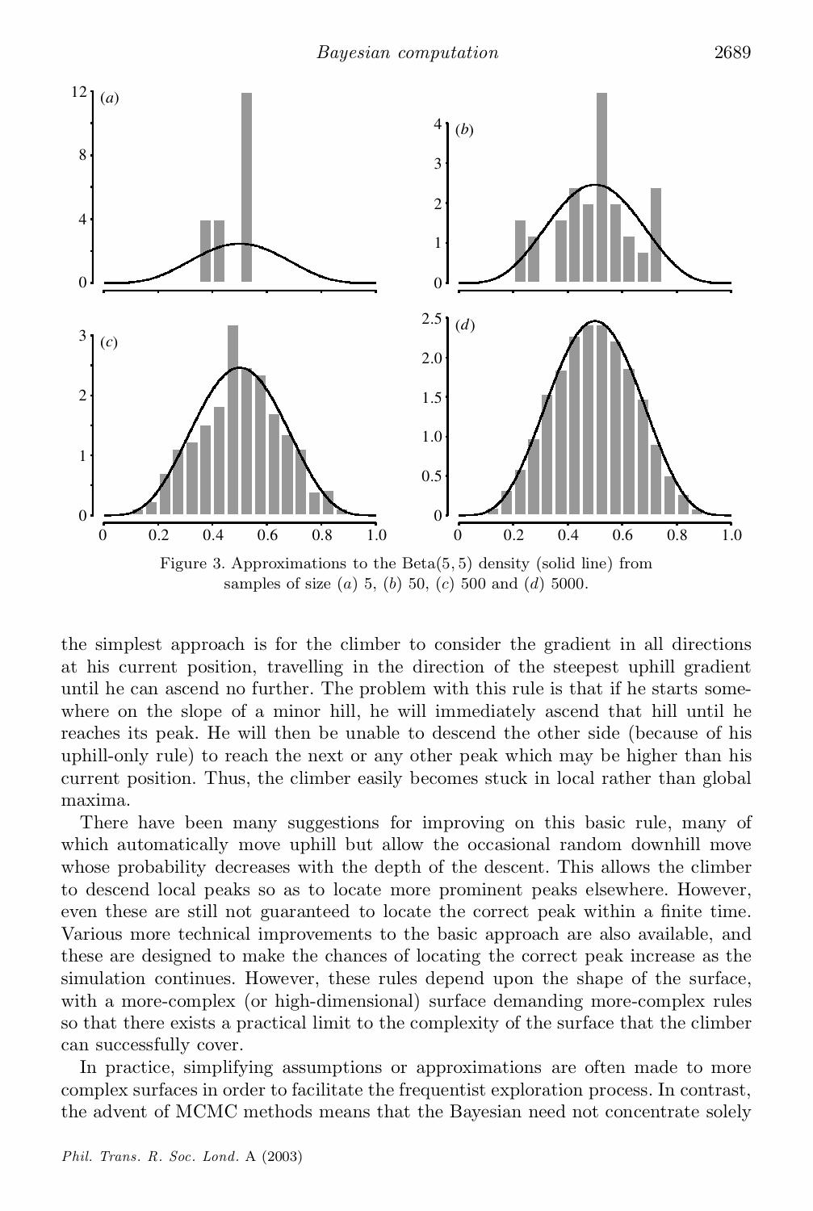Figure 3. Approximations to the Beta(5, 5) density (solid line) from samples of size (*a*) 5, (*b*) 50, (*c*) 500 and (*d*) 5000.

the simplest approach is for the climber to consider the gradient in all directions at his current position, travelling in the direction of the steepest uphill gradient until he can ascend no further. The problem with this rule is that if he starts somewhere on the slope of a minor hill, he will immediately ascend that hill until he reaches its peak. He will then be unable to descend the other side (because of his uphill-only rule) to reach the next or any other peak which may be higher than his current position. Thus, the climber easily becomes stuck in local rather than global maxima.

There have been many suggestions for improving on this basic rule, many of which automatically move uphill but allow the occasional random downhill move whose probability decreases with the depth of the descent. This allows the climber to descend local peaks so as to locate more prominent peaks elsewhere. However, even these are still not guaranteed to locate the correct peak within a finite time. Various more technical improvements to the basic approach are also available, and these are designed to make the chances of locating the correct peak increase as the simulation continues. However, these rules depend upon the shape of the surface, with a more-complex (or high-dimensional) surface demanding more-complex rules so that there exists a practical limit to the complexity of the surface that the climber can successfully cover.

In practice, simplifying assumptions or approximations are often made to more complex surfaces in order to facilitate the frequentist exploration process. In contrast, the advent of MCMC methods means that the Bayesian need not concentrate solely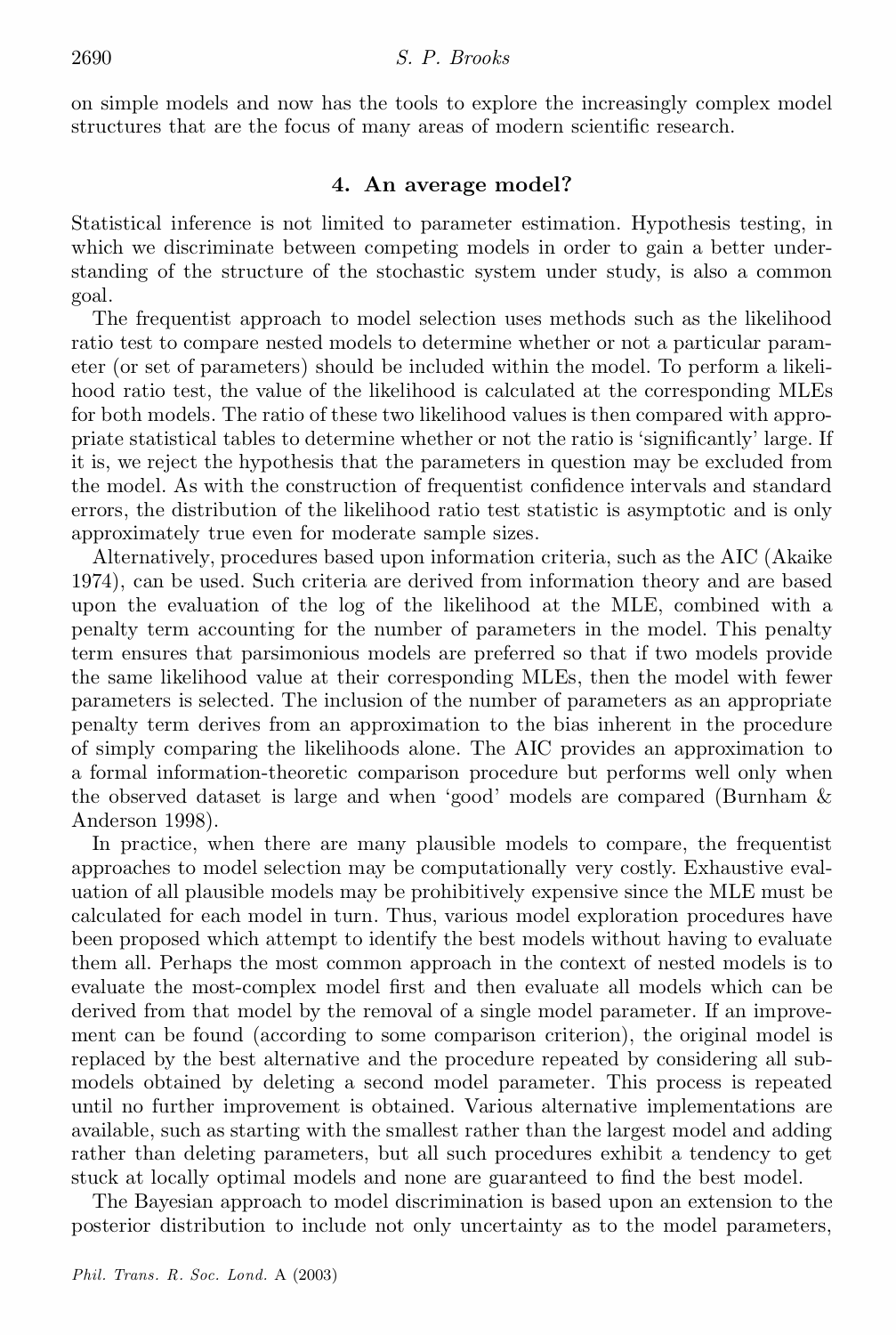on simple models and now has the tools to explore the increasingly complex model structures that are the focus of many areas of modern scientific research.

## 4. An average model?

Statistical inference is not limited to parameter estimation. Hypothesis testing, in which we discriminate between competing models in order to gain a better understanding of the structure of the stochastic system under study, is also a common goal.

The frequentist approach to model selection uses methods such as the likelihood ratio test to compare nested models to determine whether or not a particular parameter (or set of parameters) should be included within the model. To perform a likelihood ratio test, the value of the likelihood is calculated at the corresponding MLEs for both models. The ratio of these two likelihood values is then compared with appropriate statistical tables to determine whether or not the ratio is 'significantly' large. If it is, we reject the hypothesis that the parameters in question may be excluded from the model. As with the construction of frequentist confidence intervals and standard errors, the distribution of the likelihood ratio test statistic is asymptotic and is only approximately true even for moderate sample sizes.

Alternatively, procedures based upon information criteria, such as the AIC (Akaike 1974), can be used. Such criteria are derived from information theory and are based upon the evaluation of the log of the likelihood at the MLE, combined with a penalty term accounting for the number of parameters in the model. This penalty term ensures that parsimonious models are preferred so that if two models provide the same likelihood value at their corresponding MLEs, then the model with fewer parameters is selected. The inclusion of the number of parameters as an appropriate penalty term derives from an approximation to the bias inherent in the procedure of simply comparing the likelihoods alone. The AIC provides an approximation to a formal information-theoretic comparison procedure but performs well only when the observed dataset is large and when 'good' models are compared (Burnham & Anderson 1998).

In practice, when there are many plausible models to compare, the frequentist approaches to model selection may be computationally very costly. Exhaustive evaluation of all plausible models may be prohibitively expensive since the MLE must be calculated for each model in turn. Thus, various model exploration procedures have been proposed which attempt to identify the best models without having to evaluate them all. Perhaps the most common approach in the context of nested models is to evaluate the most-complex model first and then evaluate all models which can be derived from that model by the removal of a single model parameter. If an improvement can be found (according to some comparison criterion), the original model is replaced by the best alternative and the procedure repeated by considering all submodels obtained by deleting a second model parameter. This process is repeated until no further improvement is obtained. Various alternative implementations are available, such as starting with the smallest rather than the largest model and adding rather than deleting parameters, but all such procedures exhibit a tendency to get stuck at locally optimal models and none are guaranteed to find the best model.

The Bayesian approach to model discrimination is based upon an extension to the posterior distribution to include not only uncertainty as to the model parameters,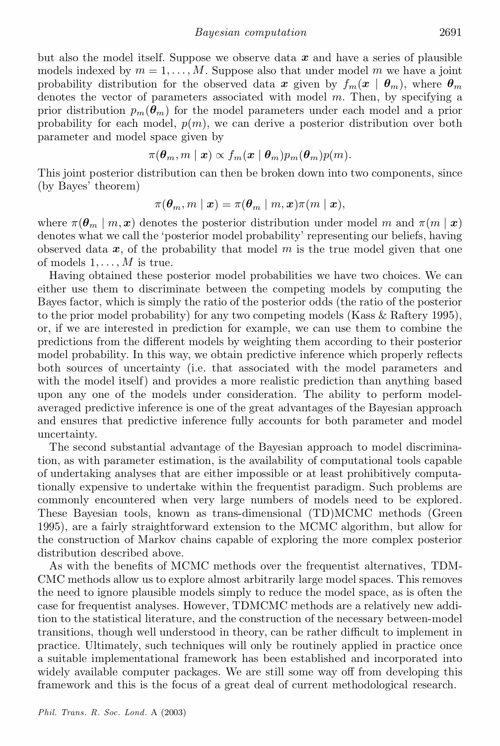but also the model itself. Suppose we observe data $\boldsymbol{x}$ and have a series of plausible models indexed by $m = 1, \ldots, M$. Suppose also that under model $m$ we have a joint probability distribution for the observed data $\boldsymbol{x}$ given by $f_m(\boldsymbol{x} \mid \boldsymbol{\theta}_m)$, where $\boldsymbol{\theta}_m$ denotes the vector of parameters associated with model $m$. Then, by specifying a prior distribution $p_m(\boldsymbol{\theta}_m)$ for the model parameters under each model and a prior probability for each model, $p(m)$, we can derive a posterior distribution over both parameter and model space given by

$$\pi(\boldsymbol{\theta}_m, m \mid \boldsymbol{x}) \propto f_m(\boldsymbol{x} \mid \boldsymbol{\theta}_m) p_m(\boldsymbol{\theta}_m) p(m).$$

This joint posterior distribution can then be broken down into two components, since (by Bayes' theorem)

$$\pi(\boldsymbol{\theta}_m, m \mid \boldsymbol{x}) = \pi(\boldsymbol{\theta}_m \mid m, \boldsymbol{x}) \pi(m \mid \boldsymbol{x}),$$

where $\pi(\boldsymbol{\theta}_m \mid m, \boldsymbol{x})$ denotes the posterior distribution under model $m$ and $\pi(m \mid \boldsymbol{x})$ denotes what we call the 'posterior model probability' representing our beliefs, having observed data $\boldsymbol{x}$, of the probability that model $m$ is the true model given that one of models $1, \ldots, M$ is true.

Having obtained these posterior model probabilities we have two choices. We can either use them to discriminate between the competing models by computing the Bayes factor, which is simply the ratio of the posterior odds (the ratio of the posterior to the prior model probability) for any two competing models (Kass & Raftery 1995), or, if we are interested in prediction for example, we can use them to combine the predictions from the different models by weighting them according to their posterior model probability. In this way, we obtain predictive inference which properly reflects both sources of uncertainty (i.e. that associated with the model parameters and with the model itself) and provides a more realistic prediction than anything based upon any one of the models under consideration. The ability to perform model-averaged predictive inference is one of the great advantages of the Bayesian approach and ensures that predictive inference fully accounts for both parameter and model uncertainty.

The second substantial advantage of the Bayesian approach to model discrimination, as with parameter estimation, is the availability of computational tools capable of undertaking analyses that are either impossible or at least prohibitively computationally expensive to undertake within the frequentist paradigm. Such problems are commonly encountered when very large numbers of models need to be explored. These Bayesian tools, known as trans-dimensional (TD)MCMC methods (Green 1995), are a fairly straightforward extension to the MCMC algorithm, but allow for the construction of Markov chains capable of exploring the more complex posterior distribution described above.

As with the benefits of MCMC methods over the frequentist alternatives, TDMCMC methods allow us to explore almost arbitrarily large model spaces. This removes the need to ignore plausible models simply to reduce the model space, as is often the case for frequentist analyses. However, TDMCMC methods are a relatively new addition to the statistical literature, and the construction of the necessary between-model transitions, though well understood in theory, can be rather difficult to implement in practice. Ultimately, such techniques will only be routinely applied in practice once a suitable implementational framework has been established and incorporated into widely available computer packages. We are still some way off from developing this framework and this is the focus of a great deal of current methodological research.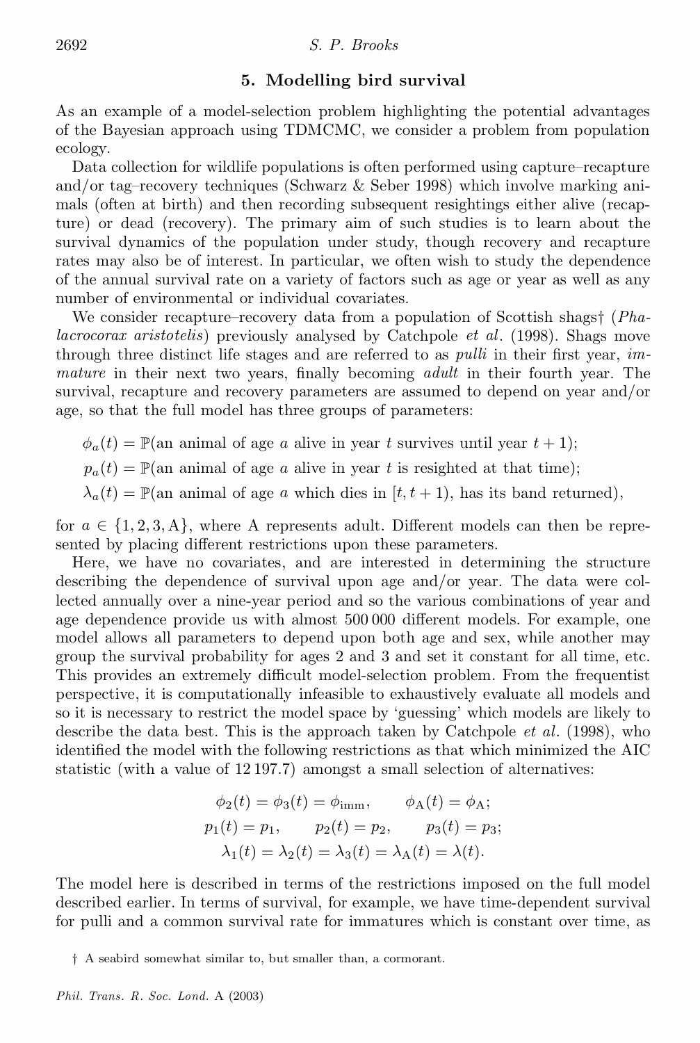## 5. Modelling bird survival

As an example of a model-selection problem highlighting the potential advantages of the Bayesian approach using TDMCMC, we consider a problem from population ecology.

Data collection for wildlife populations is often performed using capture–recapture and/or tag–recovery techniques (Schwarz & Seber 1998) which involve marking animals (often at birth) and then recording subsequent resightings either alive (recapture) or dead (recovery). The primary aim of such studies is to learn about the survival dynamics of the population under study, though recovery and recapture rates may also be of interest. In particular, we often wish to study the dependence of the annual survival rate on a variety of factors such as age or year as well as any number of environmental or individual covariates.

We consider recapture–recovery data from a population of Scottish shags† (*Phalacrocorax aristotelis*) previously analysed by Catchpole *et al*. (1998). Shags move through three distinct life stages and are referred to as *pulli* in their first year, *immature* in their next two years, finally becoming *adult* in their fourth year. The survival, recapture and recovery parameters are assumed to depend on year and/or age, so that the full model has three groups of parameters:

$$\phi_a(t) = \mathbb{P}(\text{an animal of age } a \text{ alive in year } t \text{ survives until year } t+1);$$

$$p_a(t) = \mathbb{P}(\text{an animal of age } a \text{ alive in year } t \text{ is resighted at that time});$$

$$\lambda_a(t) = \mathbb{P}(\text{an animal of age } a \text{ which dies in } [t, t+1), \text{ has its band returned}),$$

for $a \in \{1, 2, 3, \mathrm{A}\}$, where A represents adult. Different models can then be represented by placing different restrictions upon these parameters.

Here, we have no covariates, and are interested in determining the structure describing the dependence of survival upon age and/or year. The data were collected annually over a nine-year period and so the various combinations of year and age dependence provide us with almost 500 000 different models. For example, one model allows all parameters to depend upon both age and sex, while another may group the survival probability for ages 2 and 3 and set it constant for all time, etc. This provides an extremely difficult model-selection problem. From the frequentist perspective, it is computationally infeasible to exhaustively evaluate all models and so it is necessary to restrict the model space by 'guessing' which models are likely to describe the data best. This is the approach taken by Catchpole *et al*. (1998), who identified the model with the following restrictions as that which minimized the AIC statistic (with a value of 12 197.7) amongst a small selection of alternatives:

$$\phi_2(t) = \phi_3(t) = \phi_{\mathrm{imm}}, \qquad \phi_{\mathrm{A}}(t) = \phi_{\mathrm{A}};$$

$$p_1(t) = p_1, \qquad p_2(t) = p_2, \qquad p_3(t) = p_3;$$

$$\lambda_1(t) = \lambda_2(t) = \lambda_3(t) = \lambda_{\mathrm{A}}(t) = \lambda(t).$$

The model here is described in terms of the restrictions imposed on the full model described earlier. In terms of survival, for example, we have time-dependent survival for pulli and a common survival rate for immatures which is constant over time, as

† A seabird somewhat similar to, but smaller than, a cormorant.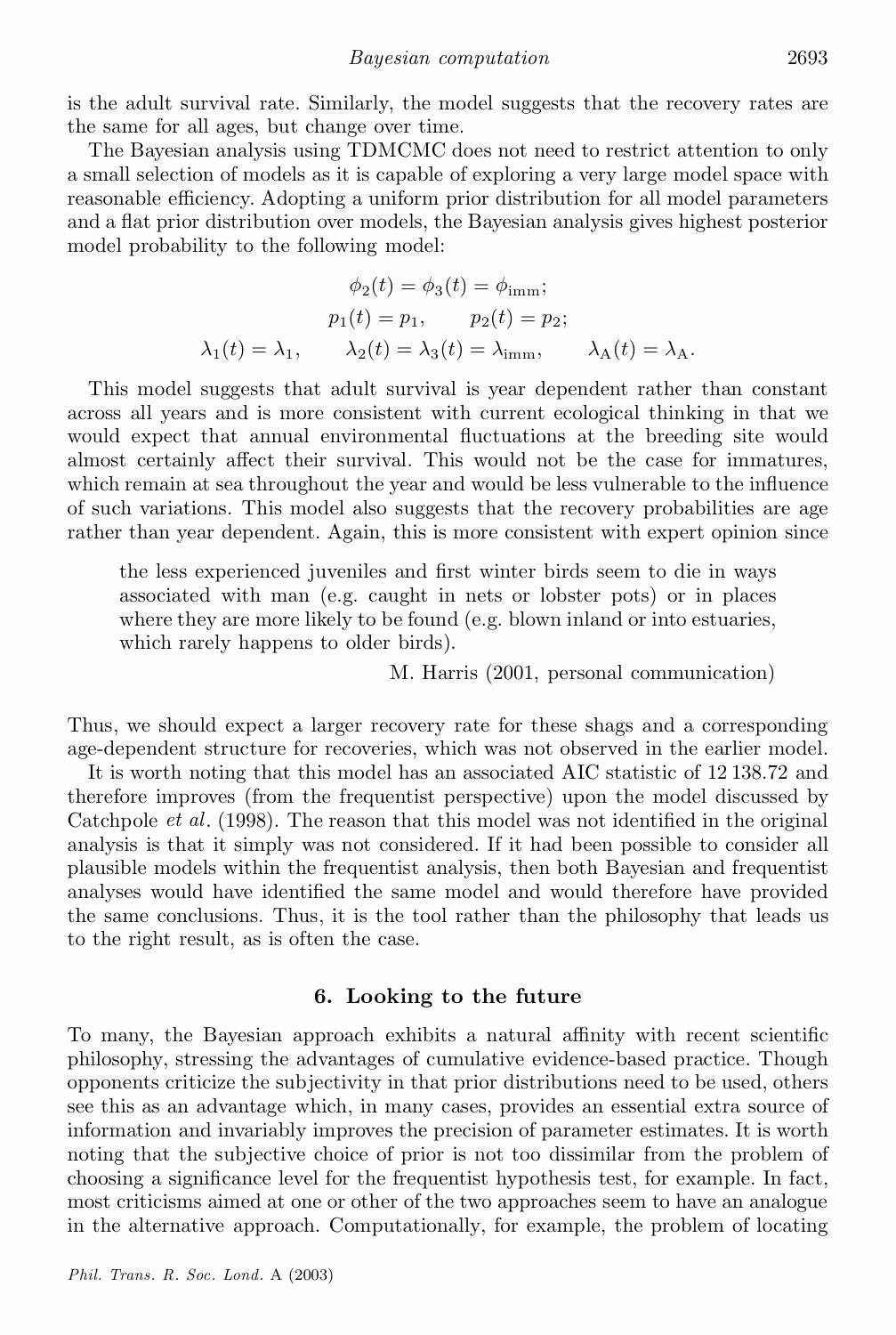is the adult survival rate. Similarly, the model suggests that the recovery rates are the same for all ages, but change over time.

The Bayesian analysis using TDMCMC does not need to restrict attention to only a small selection of models as it is capable of exploring a very large model space with reasonable efficiency. Adopting a uniform prior distribution for all model parameters and a flat prior distribution over models, the Bayesian analysis gives highest posterior model probability to the following model:

$$\phi_2(t) = \phi_3(t) = \phi_{\text{imm}};$$
$$p_1(t) = p_1, \qquad p_2(t) = p_2;$$
$$\lambda_1(t) = \lambda_1, \qquad \lambda_2(t) = \lambda_3(t) = \lambda_{\text{imm}}, \qquad \lambda_{\text{A}}(t) = \lambda_{\text{A}}.$$

This model suggests that adult survival is year dependent rather than constant across all years and is more consistent with current ecological thinking in that we would expect that annual environmental fluctuations at the breeding site would almost certainly affect their survival. This would not be the case for immatures, which remain at sea throughout the year and would be less vulnerable to the influence of such variations. This model also suggests that the recovery probabilities are age rather than year dependent. Again, this is more consistent with expert opinion since

> the less experienced juveniles and first winter birds seem to die in ways associated with man (e.g. caught in nets or lobster pots) or in places where they are more likely to be found (e.g. blown inland or into estuaries, which rarely happens to older birds).
>
> M. Harris (2001, personal communication)

Thus, we should expect a larger recovery rate for these shags and a corresponding age-dependent structure for recoveries, which was not observed in the earlier model.

It is worth noting that this model has an associated AIC statistic of 12 138.72 and therefore improves (from the frequentist perspective) upon the model discussed by Catchpole *et al*. (1998). The reason that this model was not identified in the original analysis is that it simply was not considered. If it had been possible to consider all plausible models within the frequentist analysis, then both Bayesian and frequentist analyses would have identified the same model and would therefore have provided the same conclusions. Thus, it is the tool rather than the philosophy that leads us to the right result, as is often the case.

## 6. Looking to the future

To many, the Bayesian approach exhibits a natural affinity with recent scientific philosophy, stressing the advantages of cumulative evidence-based practice. Though opponents criticize the subjectivity in that prior distributions need to be used, others see this as an advantage which, in many cases, provides an essential extra source of information and invariably improves the precision of parameter estimates. It is worth noting that the subjective choice of prior is not too dissimilar from the problem of choosing a significance level for the frequentist hypothesis test, for example. In fact, most criticisms aimed at one or other of the two approaches seem to have an analogue in the alternative approach. Computationally, for example, the problem of locating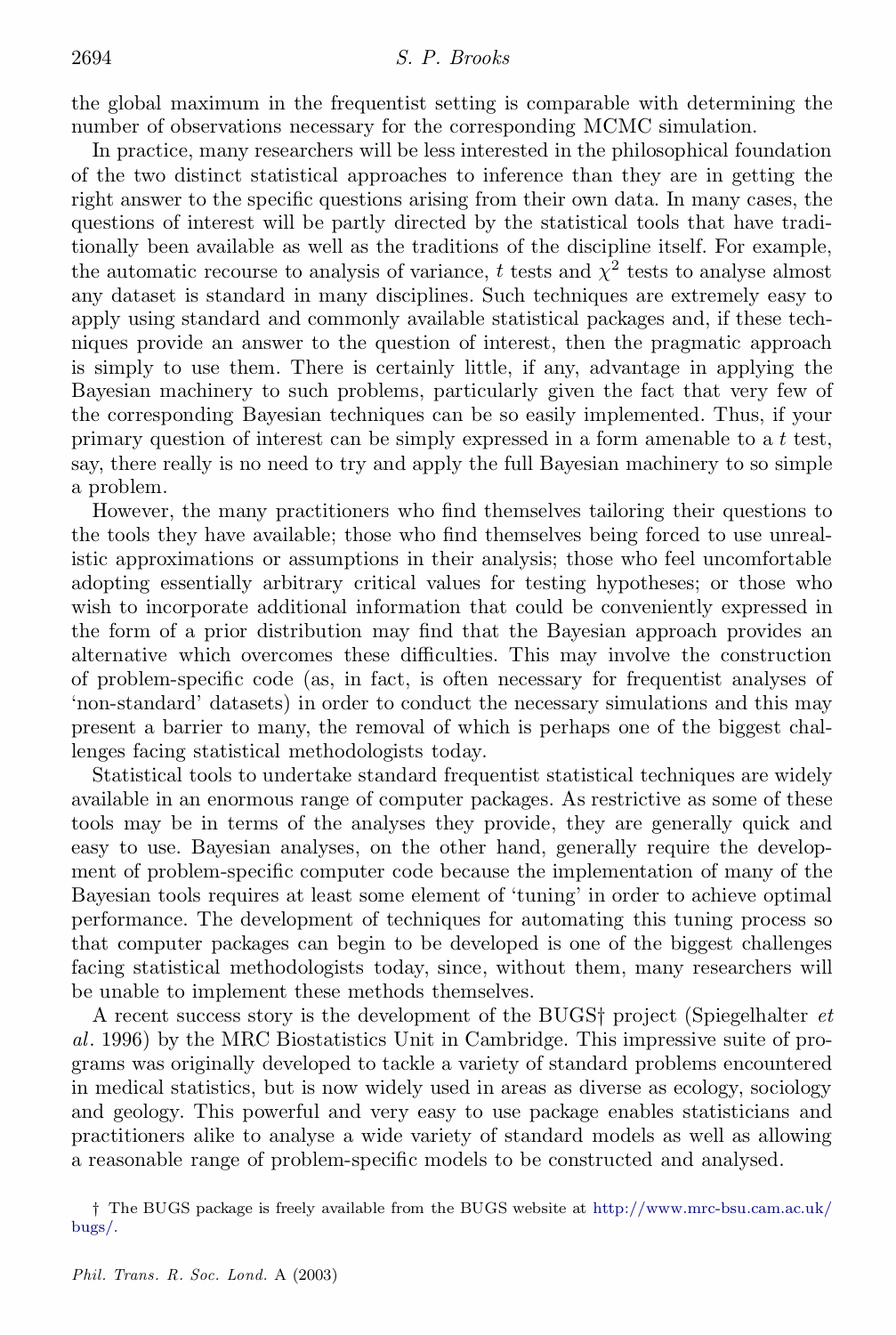the global maximum in the frequentist setting is comparable with determining the number of observations necessary for the corresponding MCMC simulation.

In practice, many researchers will be less interested in the philosophical foundation of the two distinct statistical approaches to inference than they are in getting the right answer to the specific questions arising from their own data. In many cases, the questions of interest will be partly directed by the statistical tools that have traditionally been available as well as the traditions of the discipline itself. For example, the automatic recourse to analysis of variance, $t$ tests and $\chi^2$ tests to analyse almost any dataset is standard in many disciplines. Such techniques are extremely easy to apply using standard and commonly available statistical packages and, if these techniques provide an answer to the question of interest, then the pragmatic approach is simply to use them. There is certainly little, if any, advantage in applying the Bayesian machinery to such problems, particularly given the fact that very few of the corresponding Bayesian techniques can be so easily implemented. Thus, if your primary question of interest can be simply expressed in a form amenable to a $t$ test, say, there really is no need to try and apply the full Bayesian machinery to so simple a problem.

However, the many practitioners who find themselves tailoring their questions to the tools they have available; those who find themselves being forced to use unrealistic approximations or assumptions in their analysis; those who feel uncomfortable adopting essentially arbitrary critical values for testing hypotheses; or those who wish to incorporate additional information that could be conveniently expressed in the form of a prior distribution may find that the Bayesian approach provides an alternative which overcomes these difficulties. This may involve the construction of problem-specific code (as, in fact, is often necessary for frequentist analyses of 'non-standard' datasets) in order to conduct the necessary simulations and this may present a barrier to many, the removal of which is perhaps one of the biggest challenges facing statistical methodologists today.

Statistical tools to undertake standard frequentist statistical techniques are widely available in an enormous range of computer packages. As restrictive as some of these tools may be in terms of the analyses they provide, they are generally quick and easy to use. Bayesian analyses, on the other hand, generally require the development of problem-specific computer code because the implementation of many of the Bayesian tools requires at least some element of 'tuning' in order to achieve optimal performance. The development of techniques for automating this tuning process so that computer packages can begin to be developed is one of the biggest challenges facing statistical methodologists today, since, without them, many researchers will be unable to implement these methods themselves.

A recent success story is the development of the BUGS† project (Spiegelhalter *et al*. 1996) by the MRC Biostatistics Unit in Cambridge. This impressive suite of programs was originally developed to tackle a variety of standard problems encountered in medical statistics, but is now widely used in areas as diverse as ecology, sociology and geology. This powerful and very easy to use package enables statisticians and practitioners alike to analyse a wide variety of standard models as well as allowing a reasonable range of problem-specific models to be constructed and analysed.

† The BUGS package is freely available from the BUGS website at http://www.mrc-bsu.cam.ac.uk/bugs/.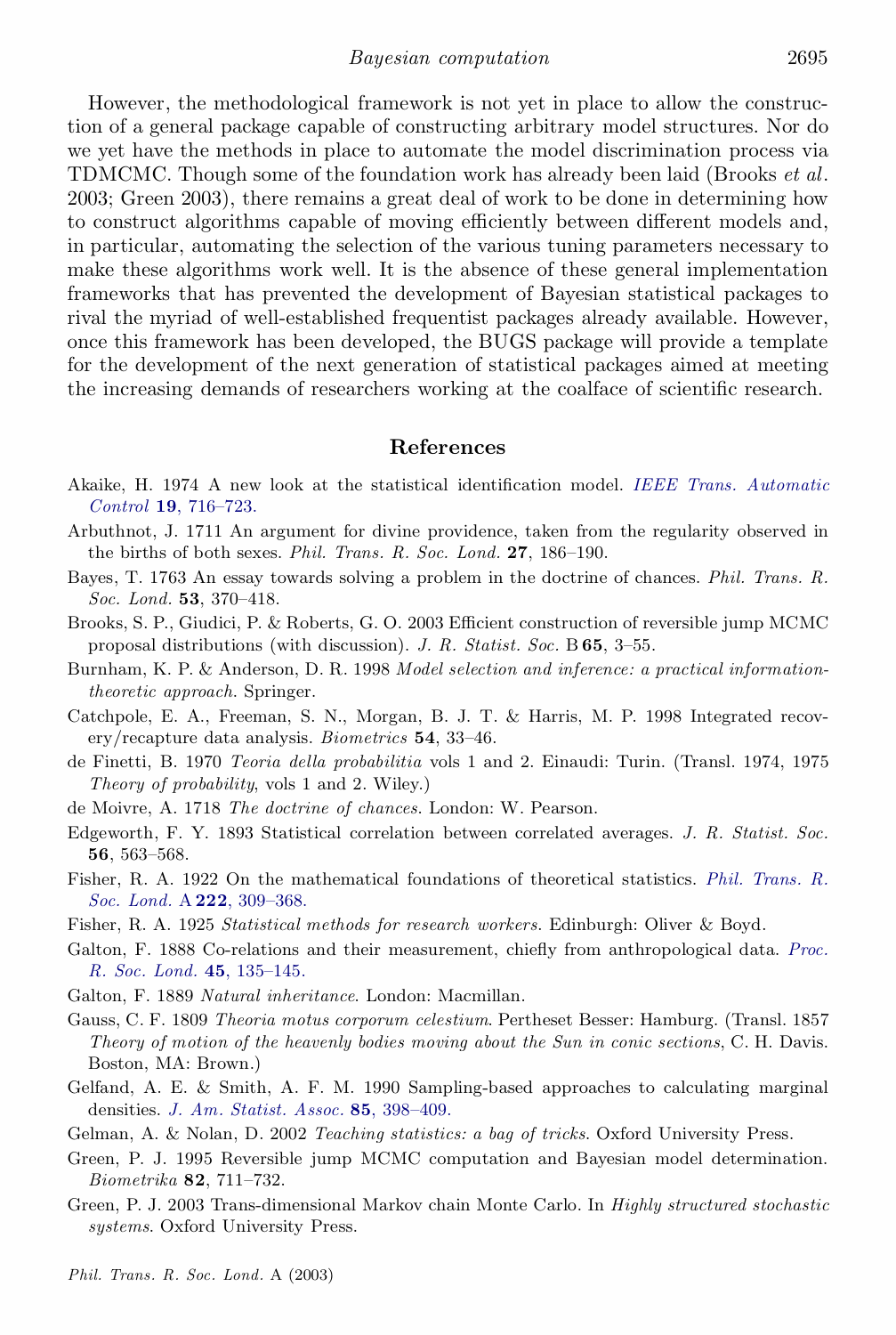However, the methodological framework is not yet in place to allow the construction of a general package capable of constructing arbitrary model structures. Nor do we yet have the methods in place to automate the model discrimination process via TDMCMC. Though some of the foundation work has already been laid (Brooks *et al*. 2003; Green 2003), there remains a great deal of work to be done in determining how to construct algorithms capable of moving efficiently between different models and, in particular, automating the selection of the various tuning parameters necessary to make these algorithms work well. It is the absence of these general implementation frameworks that has prevented the development of Bayesian statistical packages to rival the myriad of well-established frequentist packages already available. However, once this framework has been developed, the BUGS package will provide a template for the development of the next generation of statistical packages aimed at meeting the increasing demands of researchers working at the coalface of scientific research.

## References

Akaike, H. 1974 A new look at the statistical identification model. *IEEE Trans. Automatic Control* **19**, 716–723.

Arbuthnot, J. 1711 An argument for divine providence, taken from the regularity observed in the births of both sexes. *Phil. Trans. R. Soc. Lond.* **27**, 186–190.

Bayes, T. 1763 An essay towards solving a problem in the doctrine of chances. *Phil. Trans. R. Soc. Lond.* **53**, 370–418.

Brooks, S. P., Giudici, P. & Roberts, G. O. 2003 Efficient construction of reversible jump MCMC proposal distributions (with discussion). *J. R. Statist. Soc.* B **65**, 3–55.

Burnham, K. P. & Anderson, D. R. 1998 *Model selection and inference: a practical information-theoretic approach*. Springer.

Catchpole, E. A., Freeman, S. N., Morgan, B. J. T. & Harris, M. P. 1998 Integrated recovery/recapture data analysis. *Biometrics* **54**, 33–46.

de Finetti, B. 1970 *Teoria della probabilitia* vols 1 and 2. Einaudi: Turin. (Transl. 1974, 1975 *Theory of probability*, vols 1 and 2. Wiley.)

de Moivre, A. 1718 *The doctrine of chances*. London: W. Pearson.

Edgeworth, F. Y. 1893 Statistical correlation between correlated averages. *J. R. Statist. Soc.* **56**, 563–568.

Fisher, R. A. 1922 On the mathematical foundations of theoretical statistics. *Phil. Trans. R. Soc. Lond.* A **222**, 309–368.

Fisher, R. A. 1925 *Statistical methods for research workers*. Edinburgh: Oliver & Boyd.

Galton, F. 1888 Co-relations and their measurement, chiefly from anthropological data. *Proc. R. Soc. Lond.* **45**, 135–145.

Galton, F. 1889 *Natural inheritance*. London: Macmillan.

Gauss, C. F. 1809 *Theoria motus corporum celestium*. Pertheset Besser: Hamburg. (Transl. 1857 *Theory of motion of the heavenly bodies moving about the Sun in conic sections*, C. H. Davis. Boston, MA: Brown.)

Gelfand, A. E. & Smith, A. F. M. 1990 Sampling-based approaches to calculating marginal densities. *J. Am. Statist. Assoc.* **85**, 398–409.

Gelman, A. & Nolan, D. 2002 *Teaching statistics: a bag of tricks*. Oxford University Press.

Green, P. J. 1995 Reversible jump MCMC computation and Bayesian model determination. *Biometrika* **82**, 711–732.

Green, P. J. 2003 Trans-dimensional Markov chain Monte Carlo. In *Highly structured stochastic systems*. Oxford University Press.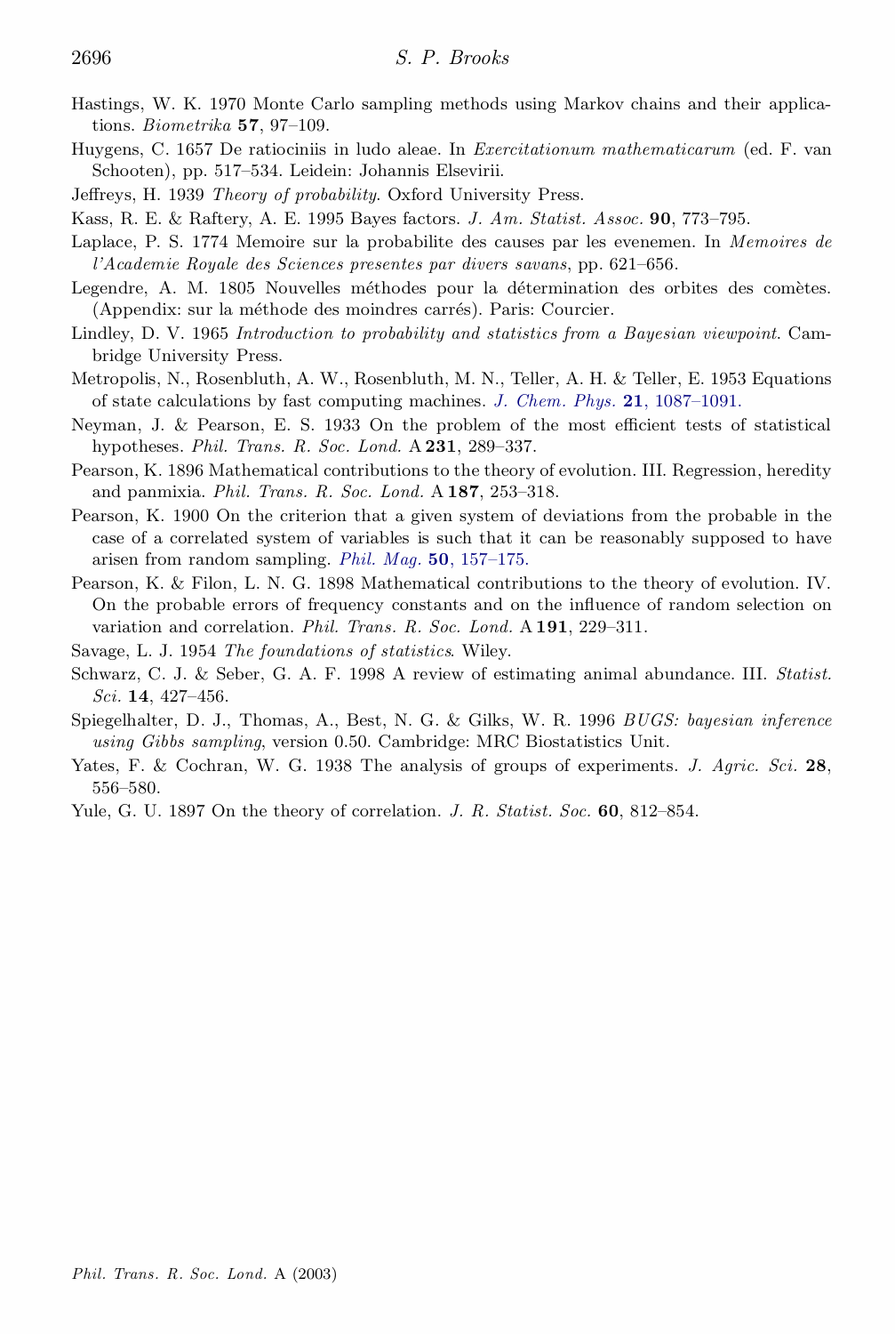Hastings, W. K. 1970 Monte Carlo sampling methods using Markov chains and their applications. *Biometrika* **57**, 97–109.

Huygens, C. 1657 De ratiociniis in ludo aleae. In *Exercitationum mathematicarum* (ed. F. van Schooten), pp. 517–534. Leidein: Johannis Elsevirii.

Jeffreys, H. 1939 *Theory of probability*. Oxford University Press.

Kass, R. E. & Raftery, A. E. 1995 Bayes factors. *J. Am. Statist. Assoc.* **90**, 773–795.

Laplace, P. S. 1774 Memoire sur la probabilite des causes par les evenemen. In *Memoires de l'Academie Royale des Sciences presentes par divers savans*, pp. 621–656.

Legendre, A. M. 1805 Nouvelles méthodes pour la détermination des orbites des comètes. (Appendix: sur la méthode des moindres carrés). Paris: Courcier.

Lindley, D. V. 1965 *Introduction to probability and statistics from a Bayesian viewpoint*. Cambridge University Press.

Metropolis, N., Rosenbluth, A. W., Rosenbluth, M. N., Teller, A. H. & Teller, E. 1953 Equations of state calculations by fast computing machines. *J. Chem. Phys.* **21**, 1087–1091.

Neyman, J. & Pearson, E. S. 1933 On the problem of the most efficient tests of statistical hypotheses. *Phil. Trans. R. Soc. Lond.* A **231**, 289–337.

Pearson, K. 1896 Mathematical contributions to the theory of evolution. III. Regression, heredity and panmixia. *Phil. Trans. R. Soc. Lond.* A **187**, 253–318.

Pearson, K. 1900 On the criterion that a given system of deviations from the probable in the case of a correlated system of variables is such that it can be reasonably supposed to have arisen from random sampling. *Phil. Mag.* **50**, 157–175.

Pearson, K. & Filon, L. N. G. 1898 Mathematical contributions to the theory of evolution. IV. On the probable errors of frequency constants and on the influence of random selection on variation and correlation. *Phil. Trans. R. Soc. Lond.* A **191**, 229–311.

Savage, L. J. 1954 *The foundations of statistics*. Wiley.

Schwarz, C. J. & Seber, G. A. F. 1998 A review of estimating animal abundance. III. *Statist. Sci.* **14**, 427–456.

Spiegelhalter, D. J., Thomas, A., Best, N. G. & Gilks, W. R. 1996 *BUGS: bayesian inference using Gibbs sampling*, version 0.50. Cambridge: MRC Biostatistics Unit.

Yates, F. & Cochran, W. G. 1938 The analysis of groups of experiments. *J. Agric. Sci.* **28**, 556–580.

Yule, G. U. 1897 On the theory of correlation. *J. R. Statist. Soc.* **60**, 812–854.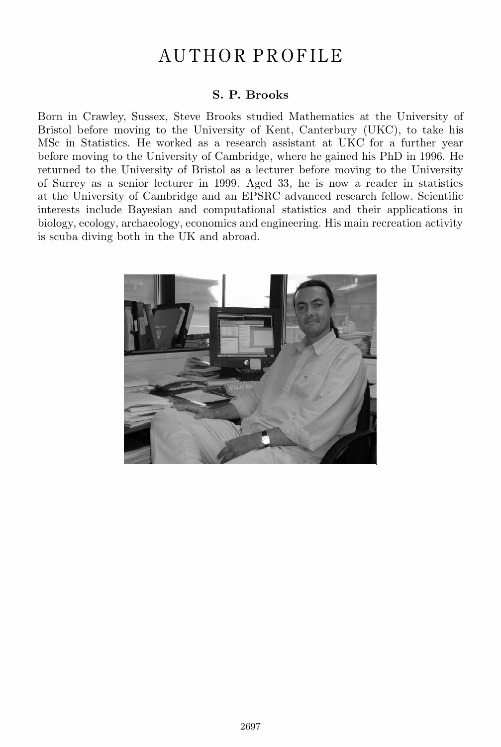# AUTHOR PROFILE

**S. P. Brooks**

Born in Crawley, Sussex, Steve Brooks studied Mathematics at the University of Bristol before moving to the University of Kent, Canterbury (UKC), to take his MSc in Statistics. He worked as a research assistant at UKC for a further year before moving to the University of Cambridge, where he gained his PhD in 1996. He returned to the University of Bristol as a lecturer before moving to the University of Surrey as a senior lecturer in 1999. Aged 33, he is now a reader in statistics at the University of Cambridge and an EPSRC advanced research fellow. Scientific interests include Bayesian and computational statistics and their applications in biology, ecology, archaeology, economics and engineering. His main recreation activity is scuba diving both in the UK and abroad.